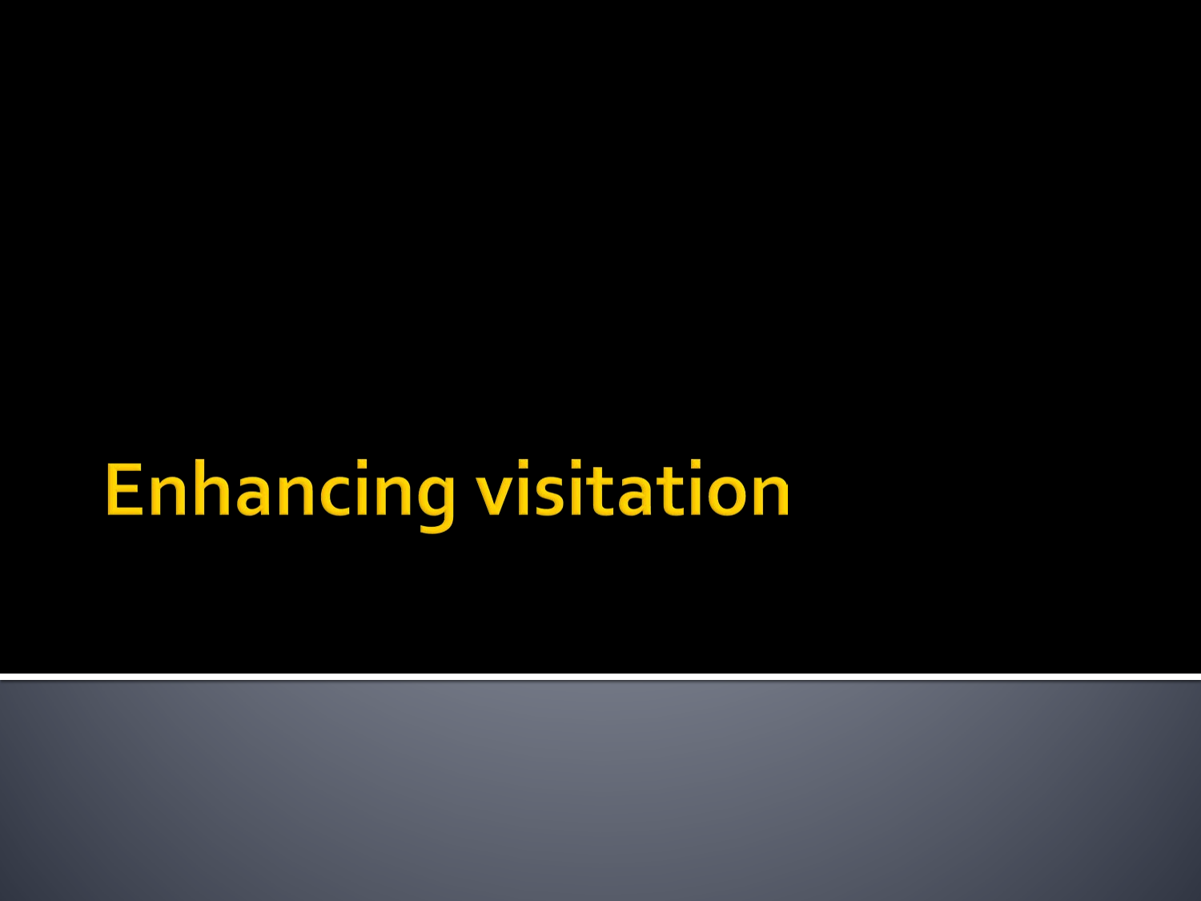# Enhancing visitation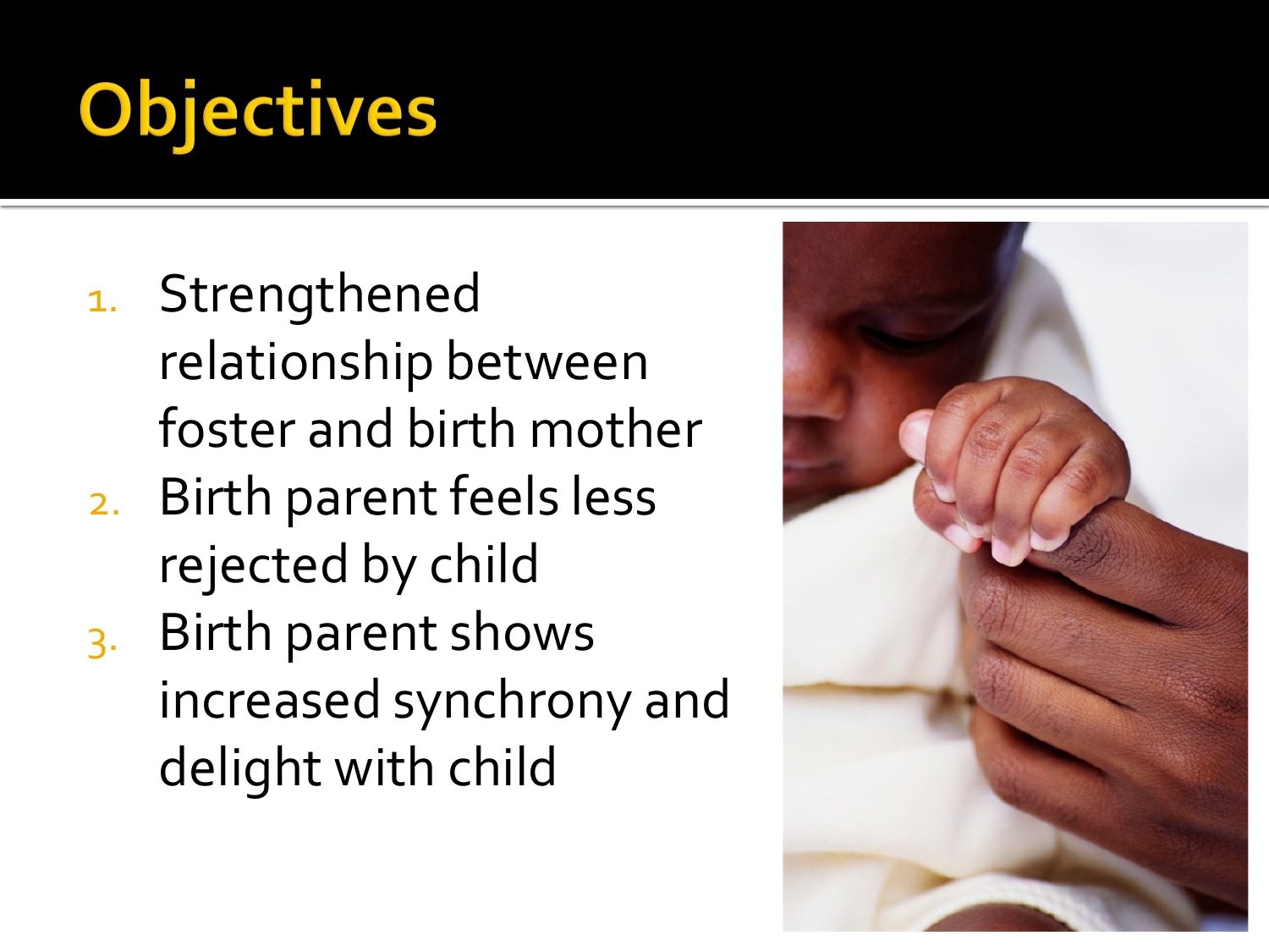# Objectives

1. Strengthened relationship between foster and birth mother
2. Birth parent feels less rejected by child
3. Birth parent shows increased synchrony and delight with child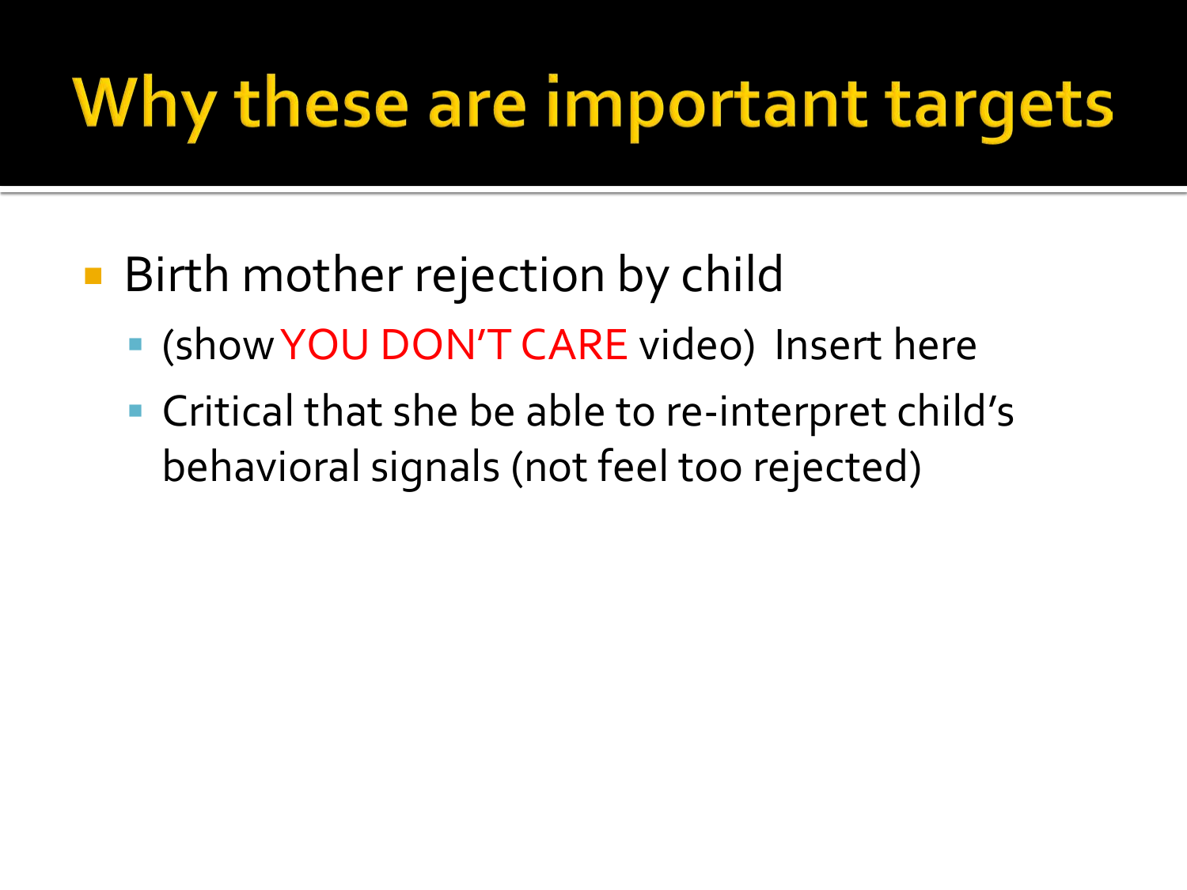# Why these are important targets

- Birth mother rejection by child
  - (show YOU DON'T CARE video) Insert here
  - Critical that she be able to re-interpret child's behavioral signals (not feel too rejected)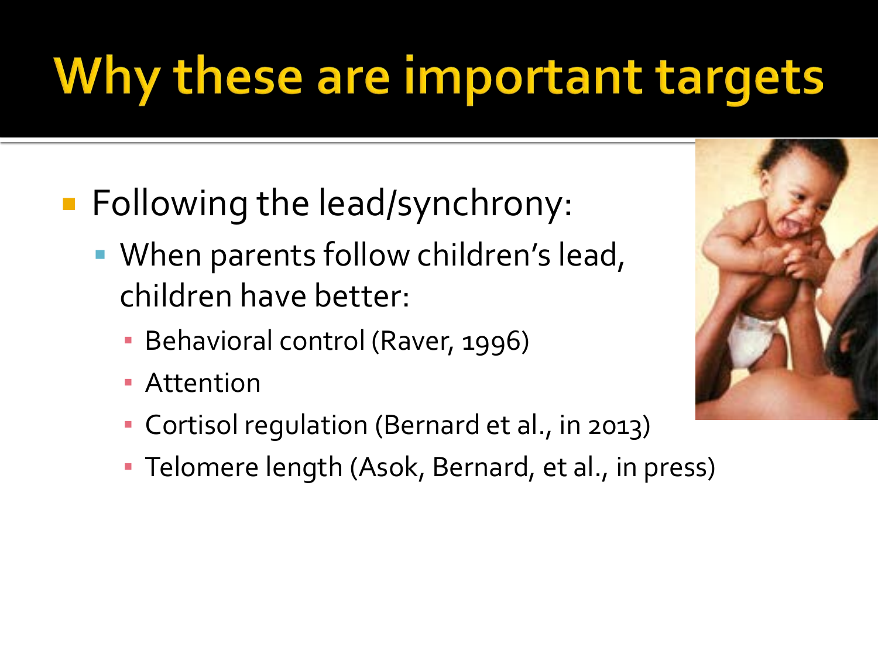# Why these are important targets

- Following the lead/synchrony:
  - When parents follow children's lead, children have better:
    - Behavioral control (Raver, 1996)
    - Attention
    - Cortisol regulation (Bernard et al., in 2013)
    - Telomere length (Asok, Bernard, et al., in press)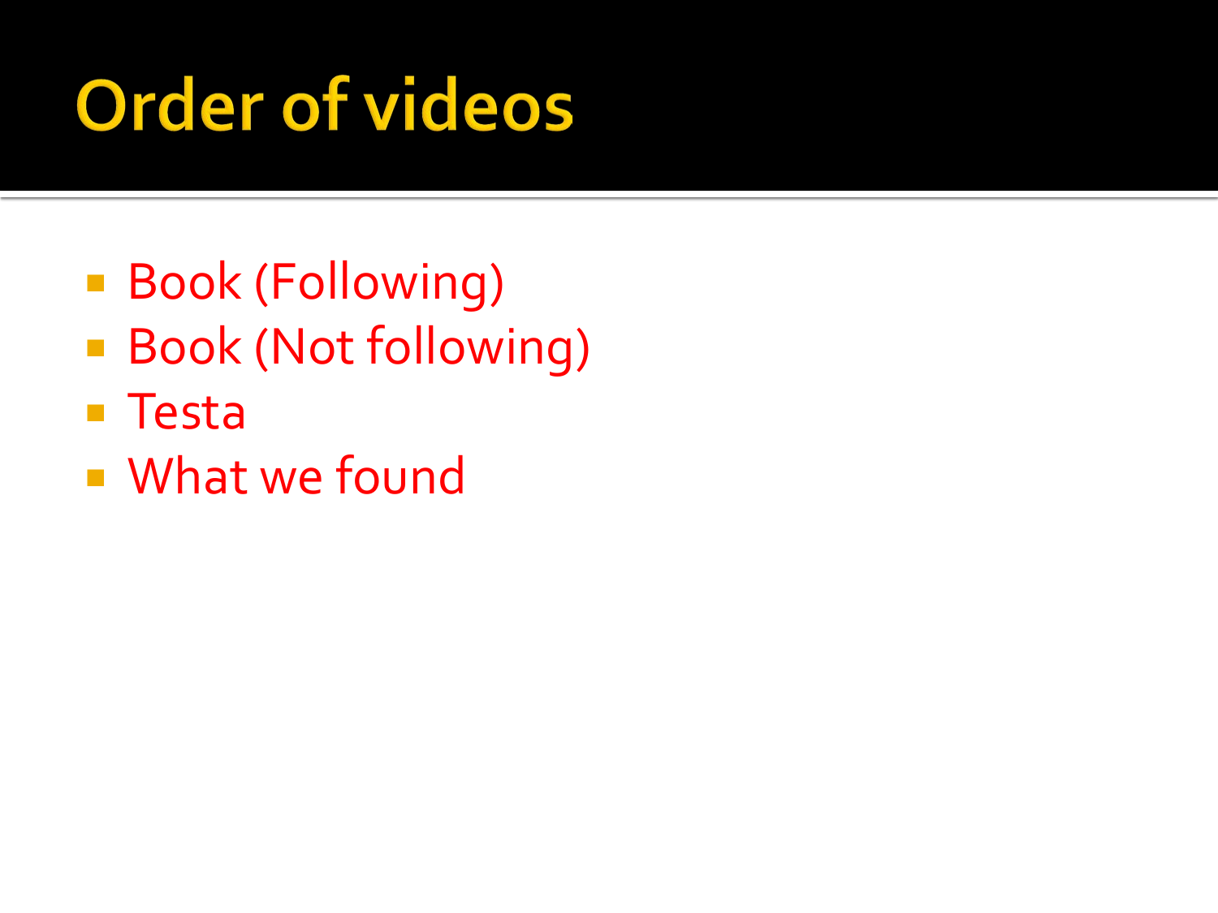# Order of videos

- Book (Following)
- Book (Not following)
- Testa
- What we found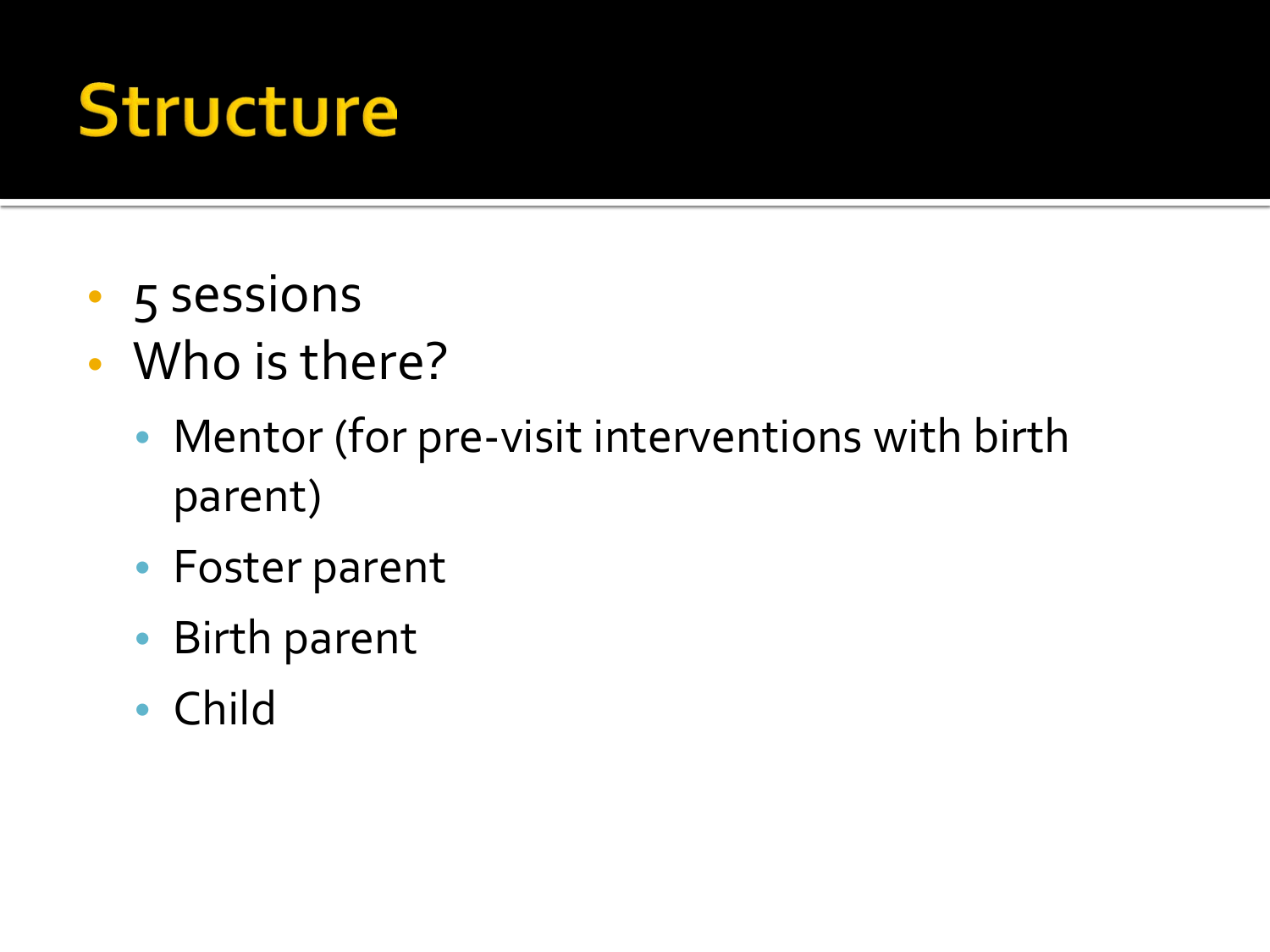# Structure

- 5 sessions
- Who is there?
  - Mentor (for pre-visit interventions with birth parent)
  - Foster parent
  - Birth parent
  - Child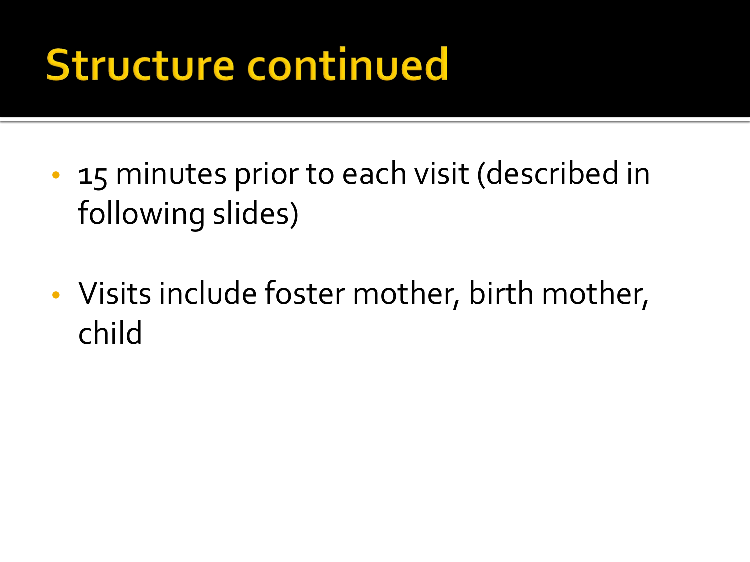# Structure continued

- 15 minutes prior to each visit (described in following slides)
- Visits include foster mother, birth mother, child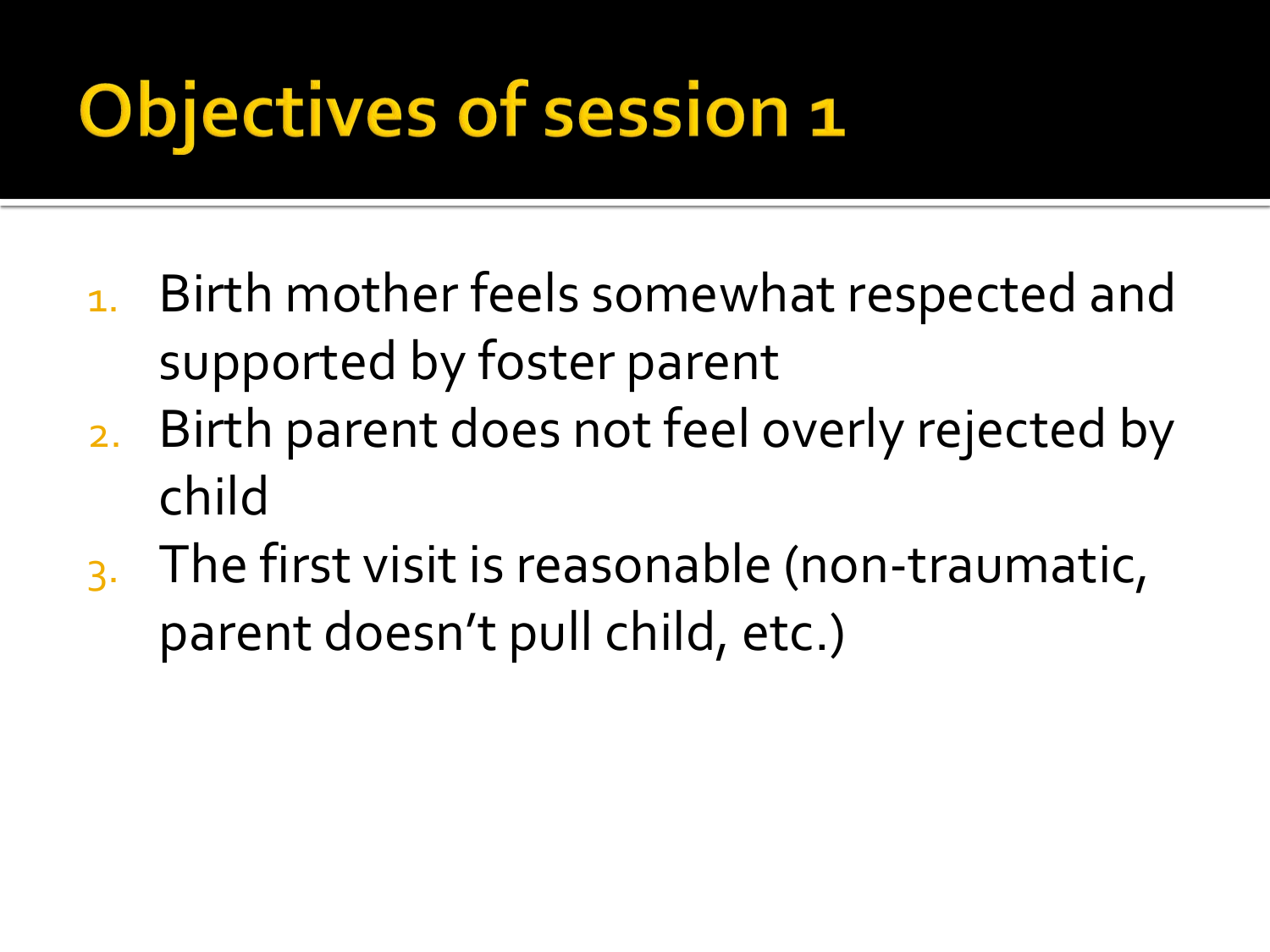# Objectives of session 1

1. Birth mother feels somewhat respected and supported by foster parent
2. Birth parent does not feel overly rejected by child
3. The first visit is reasonable (non-traumatic, parent doesn't pull child, etc.)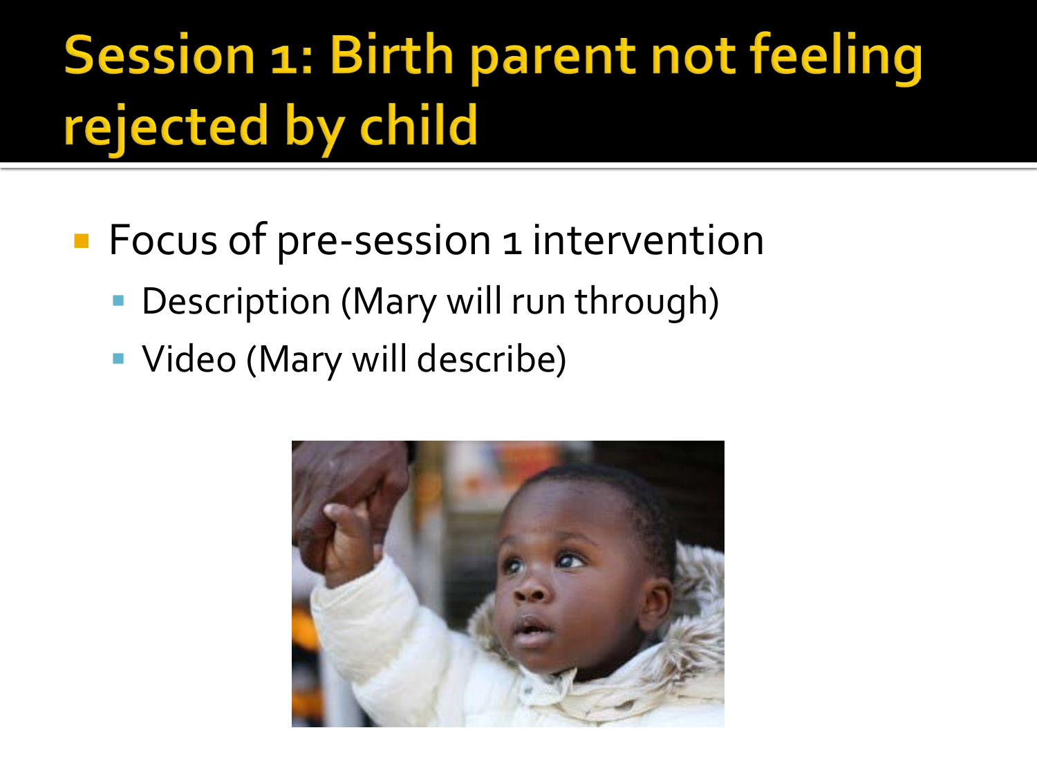# Session 1: Birth parent not feeling rejected by child

- Focus of pre-session 1 intervention
  - Description (Mary will run through)
  - Video (Mary will describe)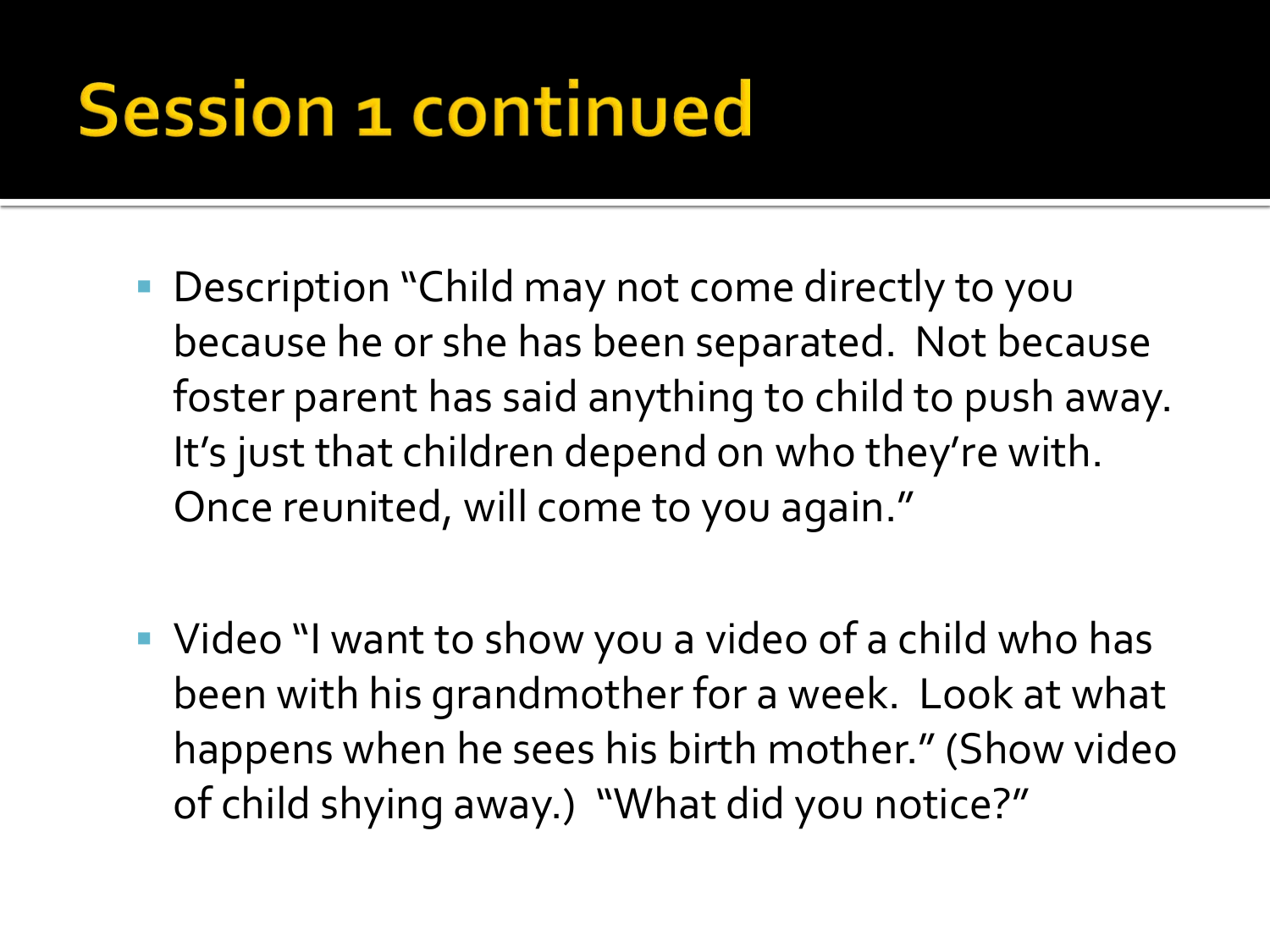# Session 1 continued

- Description "Child may not come directly to you because he or she has been separated. Not because foster parent has said anything to child to push away. It's just that children depend on who they're with. Once reunited, will come to you again."

- Video "I want to show you a video of a child who has been with his grandmother for a week. Look at what happens when he sees his birth mother." (Show video of child shying away.) "What did you notice?"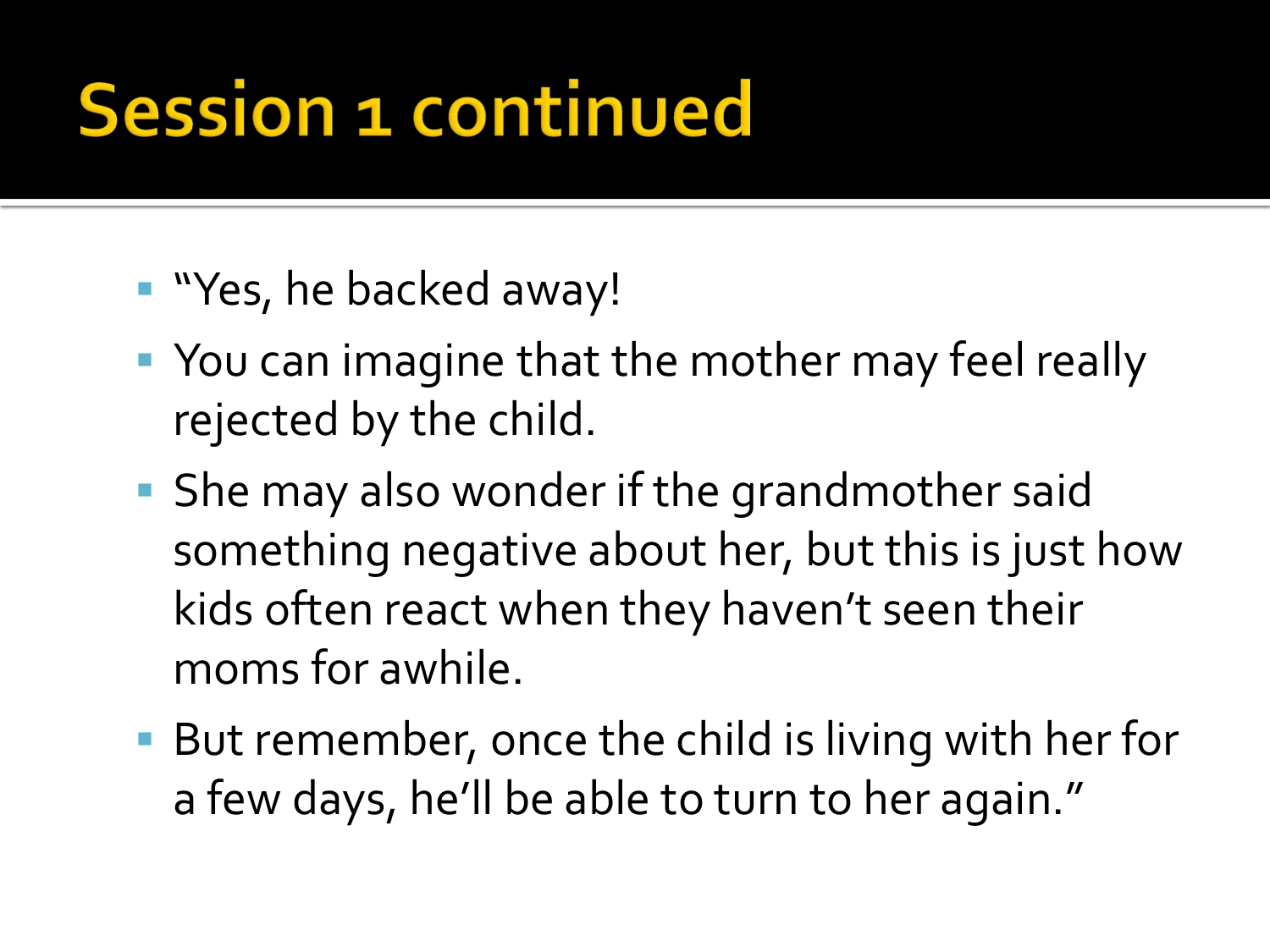# Session 1 continued

- "Yes, he backed away!
- You can imagine that the mother may feel really rejected by the child.
- She may also wonder if the grandmother said something negative about her, but this is just how kids often react when they haven't seen their moms for awhile.
- But remember, once the child is living with her for a few days, he'll be able to turn to her again."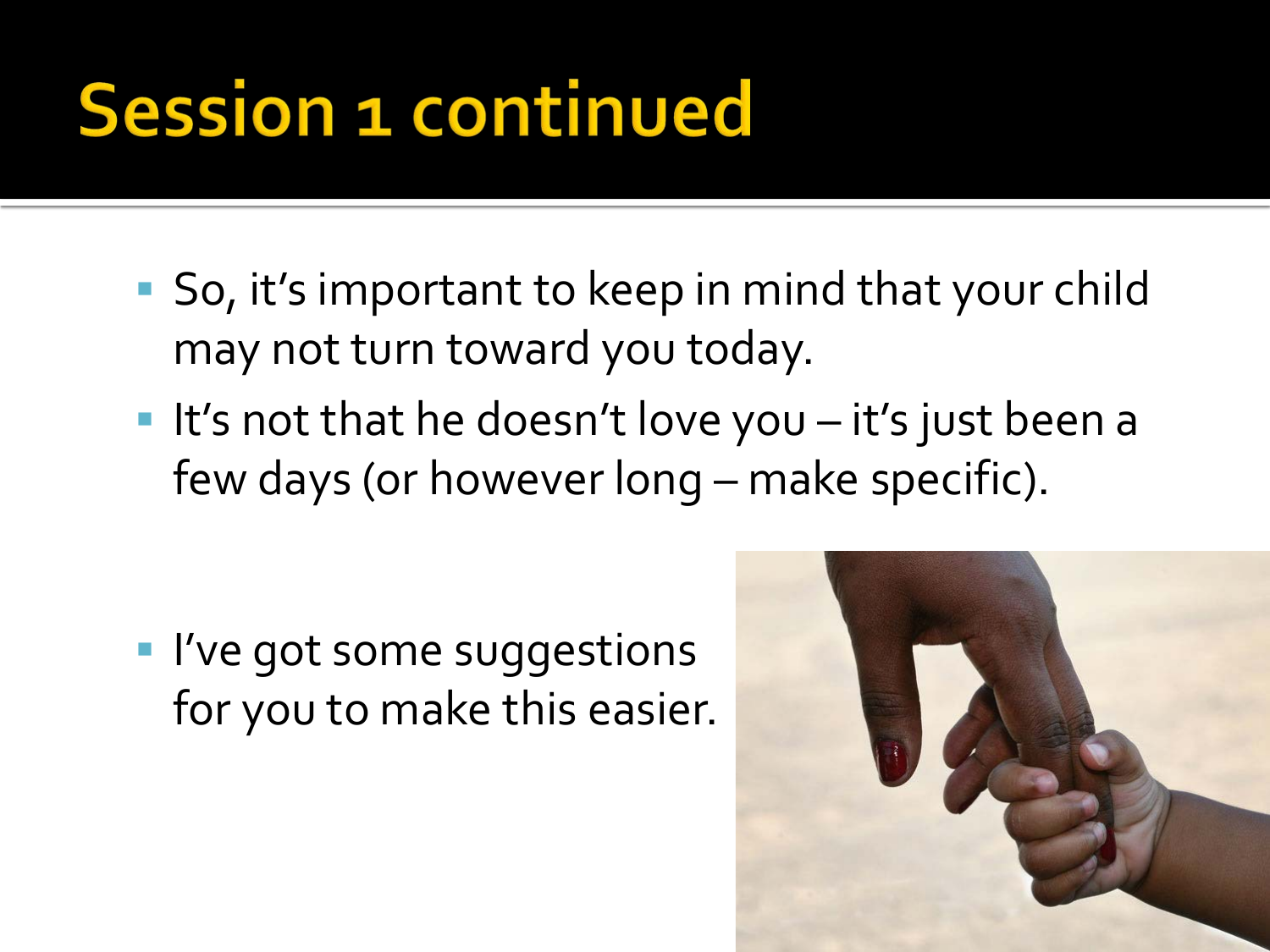# Session 1 continued

- So, it's important to keep in mind that your child may not turn toward you today.
- It's not that he doesn't love you – it's just been a few days (or however long – make specific).
- I've got some suggestions for you to make this easier.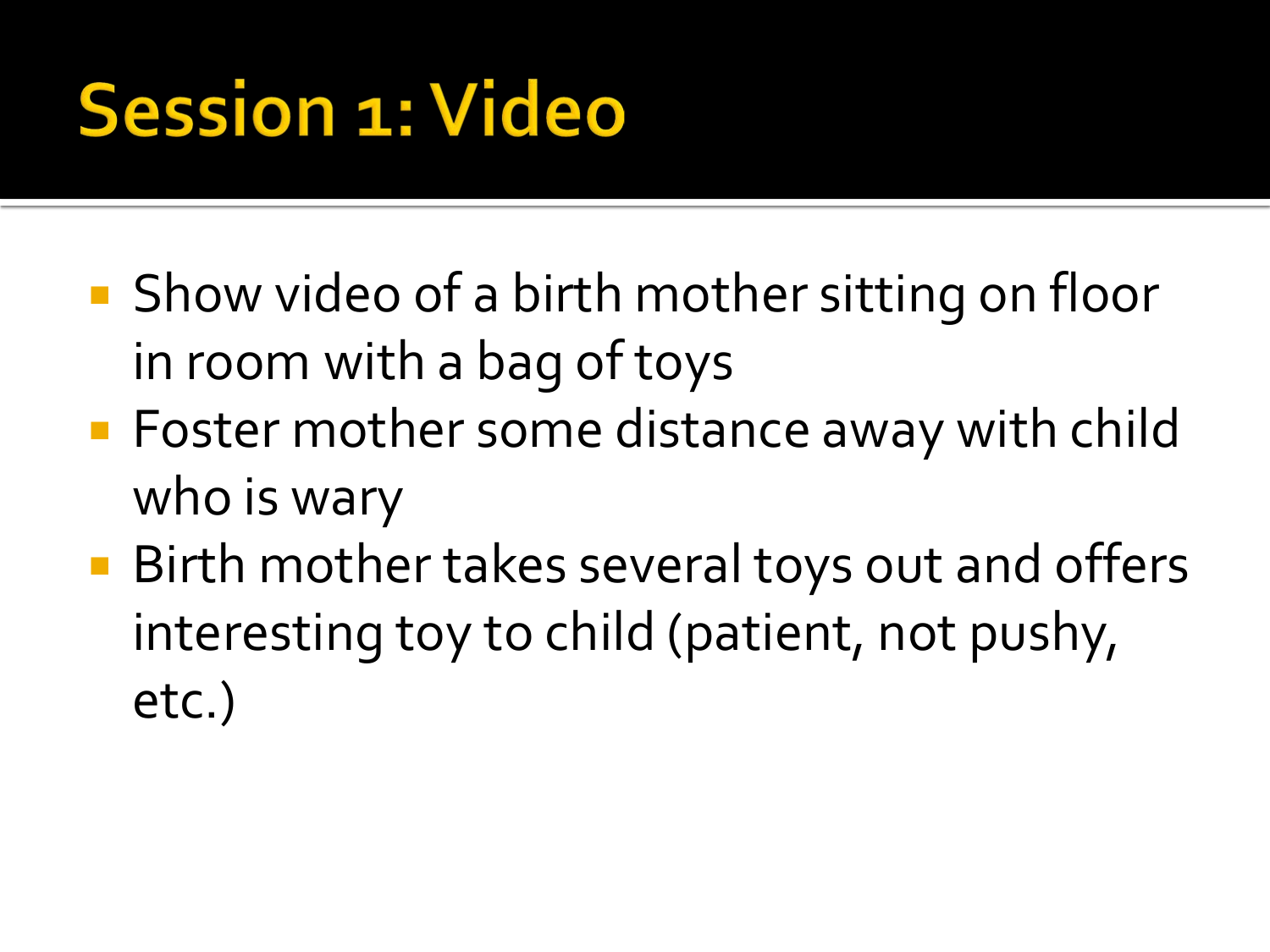# Session 1: Video

- Show video of a birth mother sitting on floor in room with a bag of toys
- Foster mother some distance away with child who is wary
- Birth mother takes several toys out and offers interesting toy to child (patient, not pushy, etc.)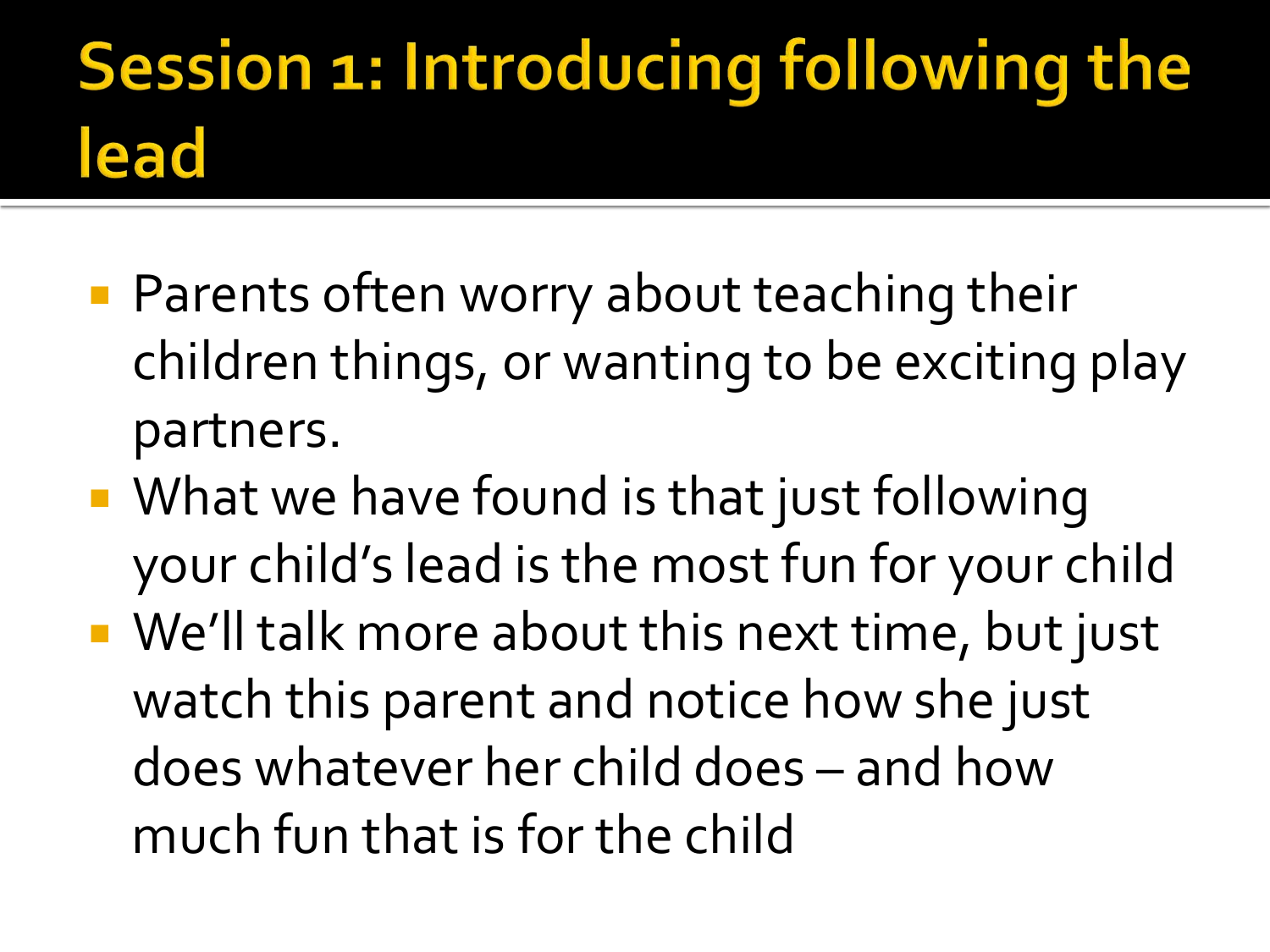# Session 1: Introducing following the lead

- Parents often worry about teaching their children things, or wanting to be exciting play partners.
- What we have found is that just following your child's lead is the most fun for your child
- We'll talk more about this next time, but just watch this parent and notice how she just does whatever her child does – and how much fun that is for the child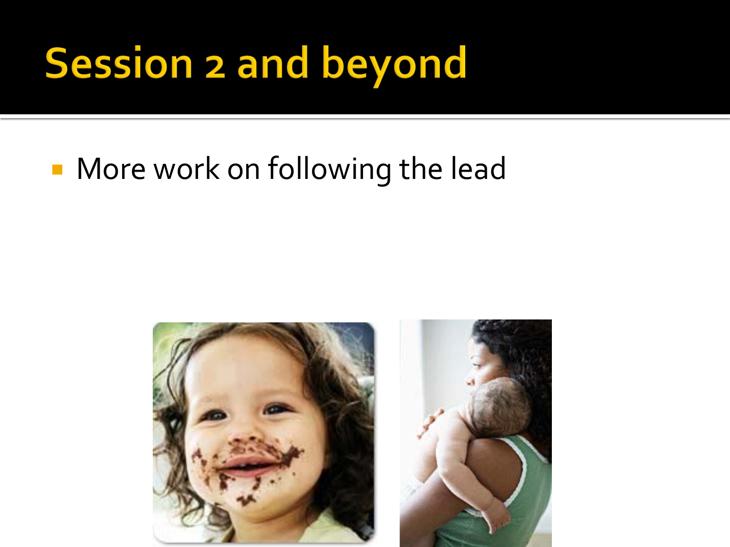# Session 2 and beyond

- More work on following the lead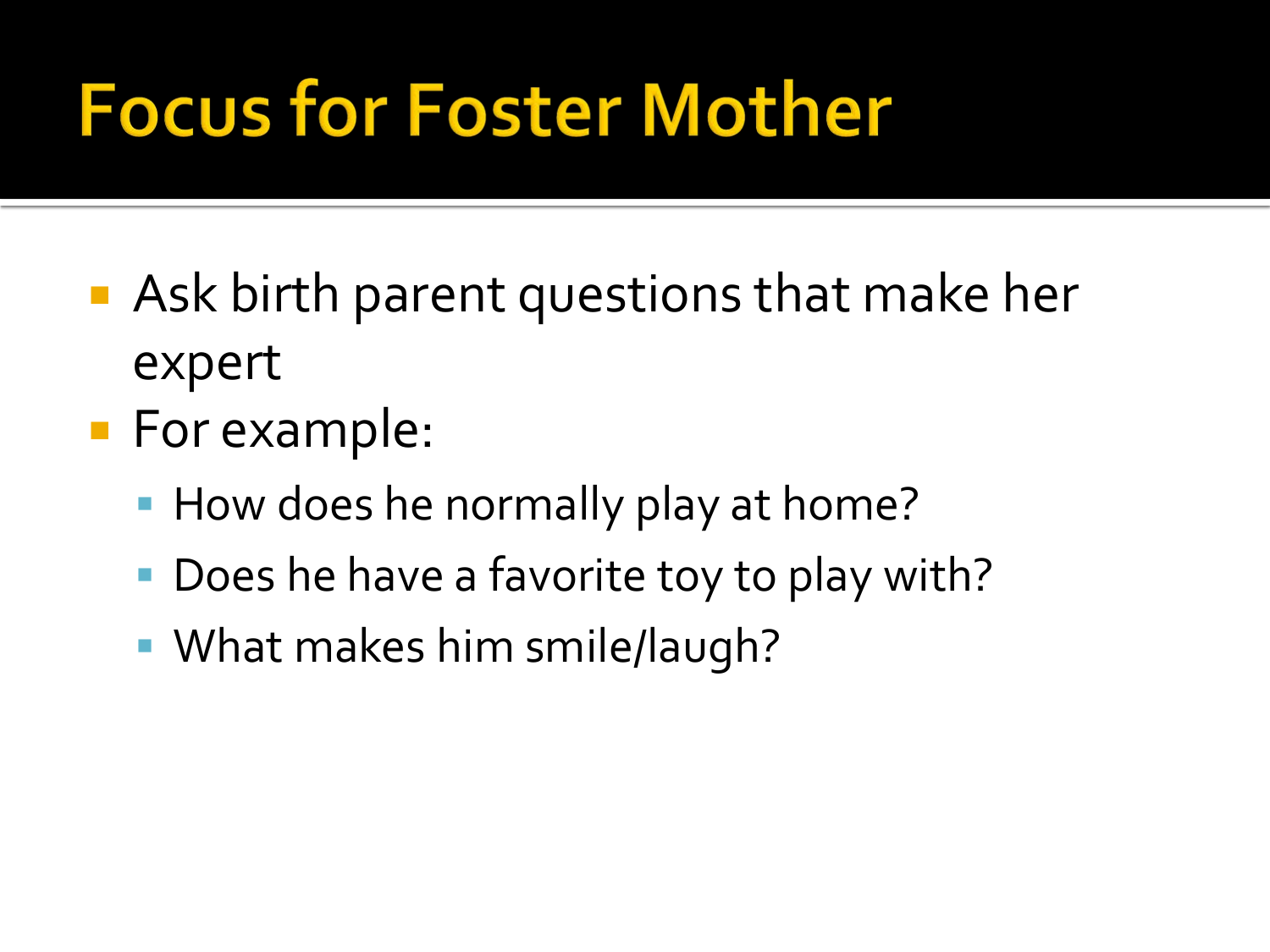# Focus for Foster Mother

- Ask birth parent questions that make her expert
- For example:
  - How does he normally play at home?
  - Does he have a favorite toy to play with?
  - What makes him smile/laugh?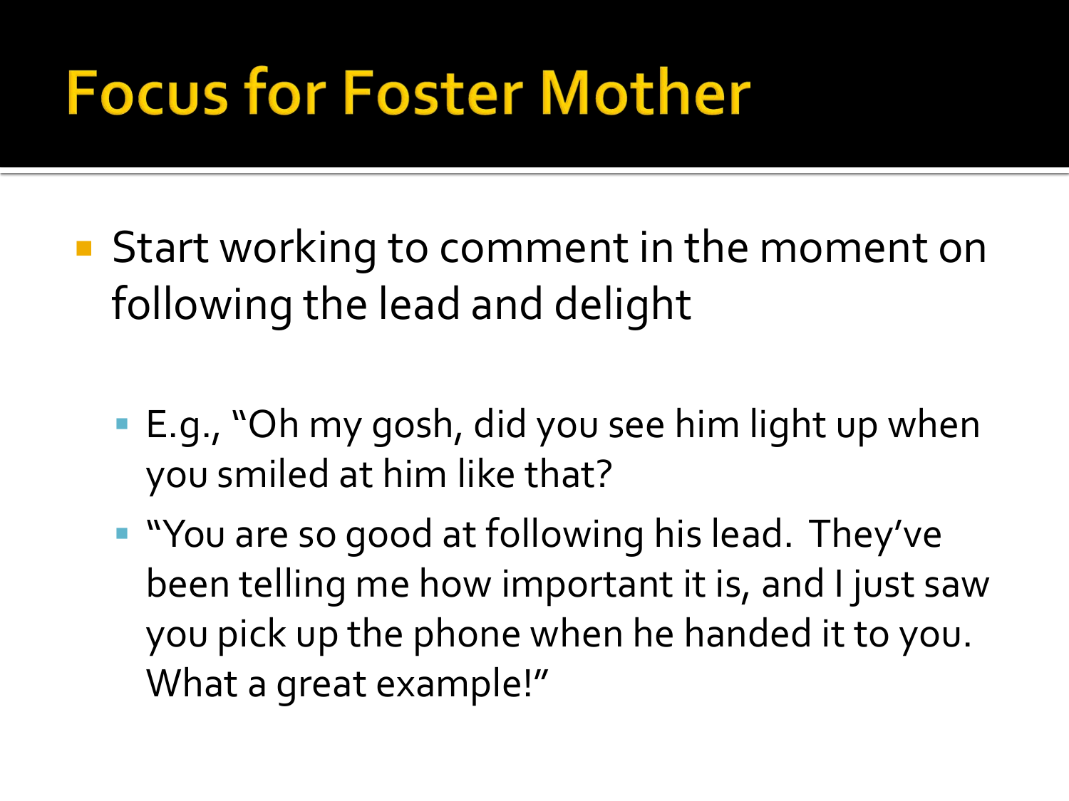# Focus for Foster Mother

- Start working to comment in the moment on following the lead and delight
  - E.g., "Oh my gosh, did you see him light up when you smiled at him like that?
  - "You are so good at following his lead. They've been telling me how important it is, and I just saw you pick up the phone when he handed it to you. What a great example!"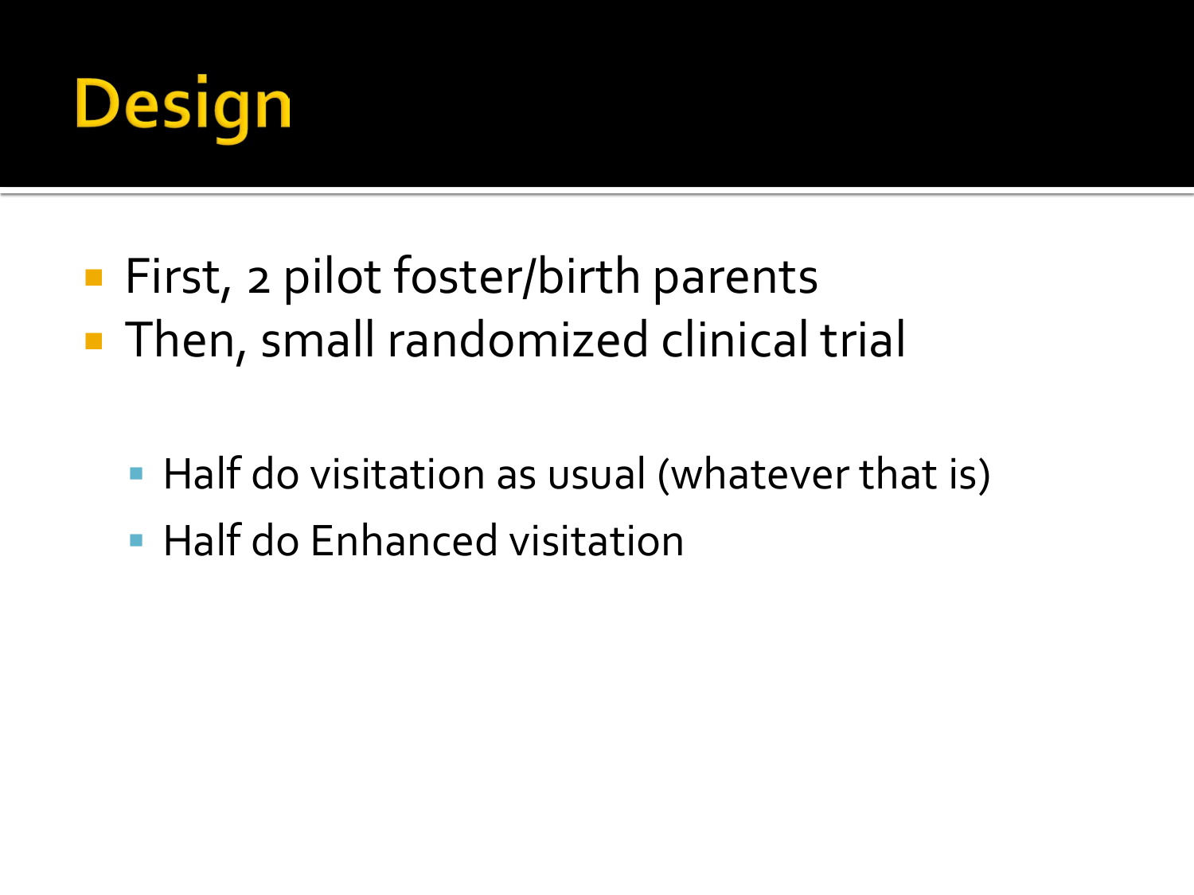# Design

- First, 2 pilot foster/birth parents
- Then, small randomized clinical trial
  - Half do visitation as usual (whatever that is)
  - Half do Enhanced visitation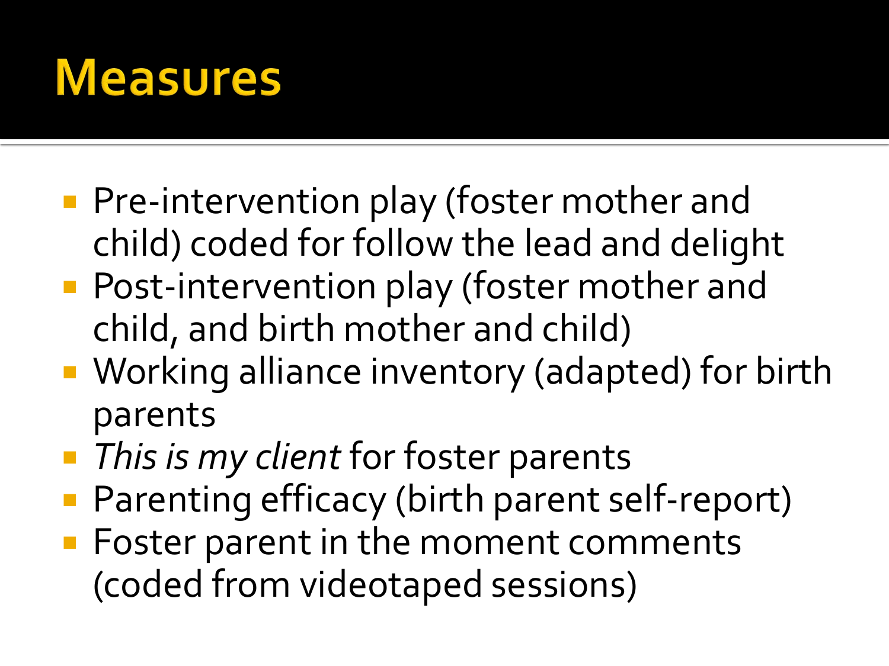# Measures

- Pre-intervention play (foster mother and child) coded for follow the lead and delight
- Post-intervention play (foster mother and child, and birth mother and child)
- Working alliance inventory (adapted) for birth parents
- *This is my client* for foster parents
- Parenting efficacy (birth parent self-report)
- Foster parent in the moment comments (coded from videotaped sessions)